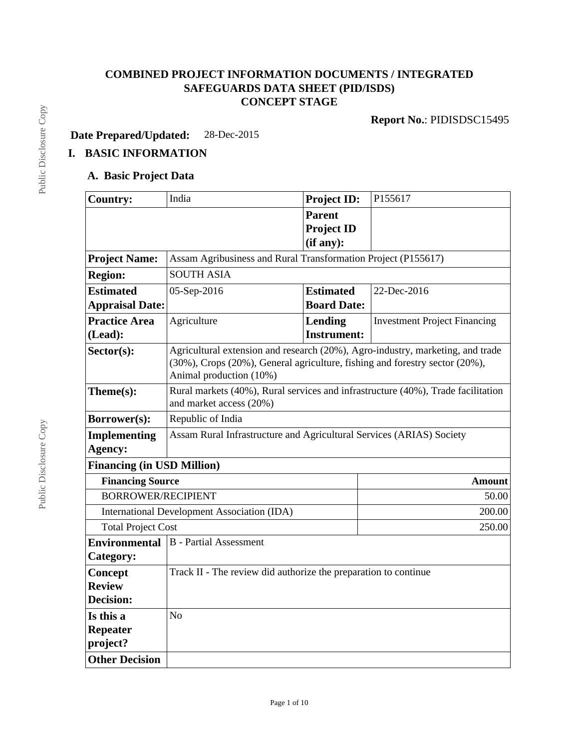# COMBINED PROJECT INFORMATION DOCUMENTS / INTEGRATED SAFEGUARDS DATA SHEET (PID/ISDS)
## CONCEPT STAGE

**Report No.**: PIDISDSC15495

**Date Prepared/Updated:** 28-Dec-2015

## I. BASIC INFORMATION

### A. Basic Project Data

| | | | |
|---|---|---|---|
| **Country:** | India | **Project ID:** | P155617 |
| | | **Parent Project ID (if any):** | |
| **Project Name:** | Assam Agribusiness and Rural Transformation Project (P155617) | | |
| **Region:** | SOUTH ASIA | | |
| **Estimated Appraisal Date:** | 05-Sep-2016 | **Estimated Board Date:** | 22-Dec-2016 |
| **Practice Area (Lead):** | Agriculture | **Lending Instrument:** | Investment Project Financing |
| **Sector(s):** | Agricultural extension and research (20%), Agro-industry, marketing, and trade (30%), Crops (20%), General agriculture, fishing and forestry sector (20%), Animal production (10%) | | |
| **Theme(s):** | Rural markets (40%), Rural services and infrastructure (40%), Trade facilitation and market access (20%) | | |
| **Borrower(s):** | Republic of India | | |
| **Implementing Agency:** | Assam Rural Infrastructure and Agricultural Services (ARIAS) Society | | |
| **Financing (in USD Million)** | | | |
| **Financing Source** | | | **Amount** |
| BORROWER/RECIPIENT | | | 50.00 |
| International Development Association (IDA) | | | 200.00 |
| Total Project Cost | | | 250.00 |
| **Environmental Category:** | B - Partial Assessment | | |
| **Concept Review Decision:** | Track II - The review did authorize the preparation to continue | | |
| **Is this a Repeater project?** | No | | |
| **Other Decision** | | | |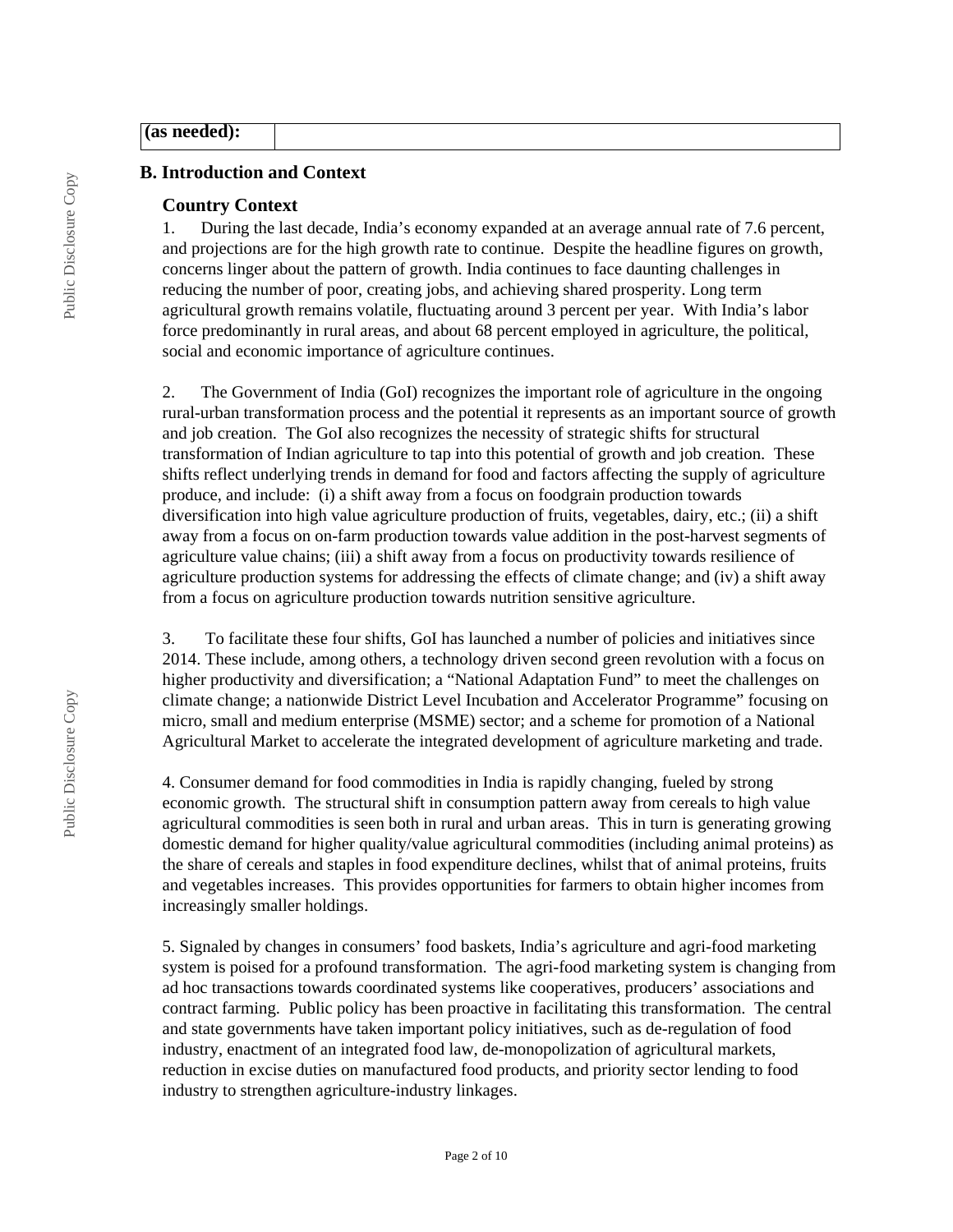| (as needed): | |
|---|---|

## B. Introduction and Context

### Country Context

1. During the last decade, India's economy expanded at an average annual rate of 7.6 percent, and projections are for the high growth rate to continue. Despite the headline figures on growth, concerns linger about the pattern of growth. India continues to face daunting challenges in reducing the number of poor, creating jobs, and achieving shared prosperity. Long term agricultural growth remains volatile, fluctuating around 3 percent per year. With India's labor force predominantly in rural areas, and about 68 percent employed in agriculture, the political, social and economic importance of agriculture continues.

2. The Government of India (GoI) recognizes the important role of agriculture in the ongoing rural-urban transformation process and the potential it represents as an important source of growth and job creation. The GoI also recognizes the necessity of strategic shifts for structural transformation of Indian agriculture to tap into this potential of growth and job creation. These shifts reflect underlying trends in demand for food and factors affecting the supply of agriculture produce, and include: (i) a shift away from a focus on foodgrain production towards diversification into high value agriculture production of fruits, vegetables, dairy, etc.; (ii) a shift away from a focus on on-farm production towards value addition in the post-harvest segments of agriculture value chains; (iii) a shift away from a focus on productivity towards resilience of agriculture production systems for addressing the effects of climate change; and (iv) a shift away from a focus on agriculture production towards nutrition sensitive agriculture.

3. To facilitate these four shifts, GoI has launched a number of policies and initiatives since 2014. These include, among others, a technology driven second green revolution with a focus on higher productivity and diversification; a "National Adaptation Fund" to meet the challenges on climate change; a nationwide District Level Incubation and Accelerator Programme" focusing on micro, small and medium enterprise (MSME) sector; and a scheme for promotion of a National Agricultural Market to accelerate the integrated development of agriculture marketing and trade.

4. Consumer demand for food commodities in India is rapidly changing, fueled by strong economic growth. The structural shift in consumption pattern away from cereals to high value agricultural commodities is seen both in rural and urban areas. This in turn is generating growing domestic demand for higher quality/value agricultural commodities (including animal proteins) as the share of cereals and staples in food expenditure declines, whilst that of animal proteins, fruits and vegetables increases. This provides opportunities for farmers to obtain higher incomes from increasingly smaller holdings.

5. Signaled by changes in consumers' food baskets, India's agriculture and agri-food marketing system is poised for a profound transformation. The agri-food marketing system is changing from ad hoc transactions towards coordinated systems like cooperatives, producers' associations and contract farming. Public policy has been proactive in facilitating this transformation. The central and state governments have taken important policy initiatives, such as de-regulation of food industry, enactment of an integrated food law, de-monopolization of agricultural markets, reduction in excise duties on manufactured food products, and priority sector lending to food industry to strengthen agriculture-industry linkages.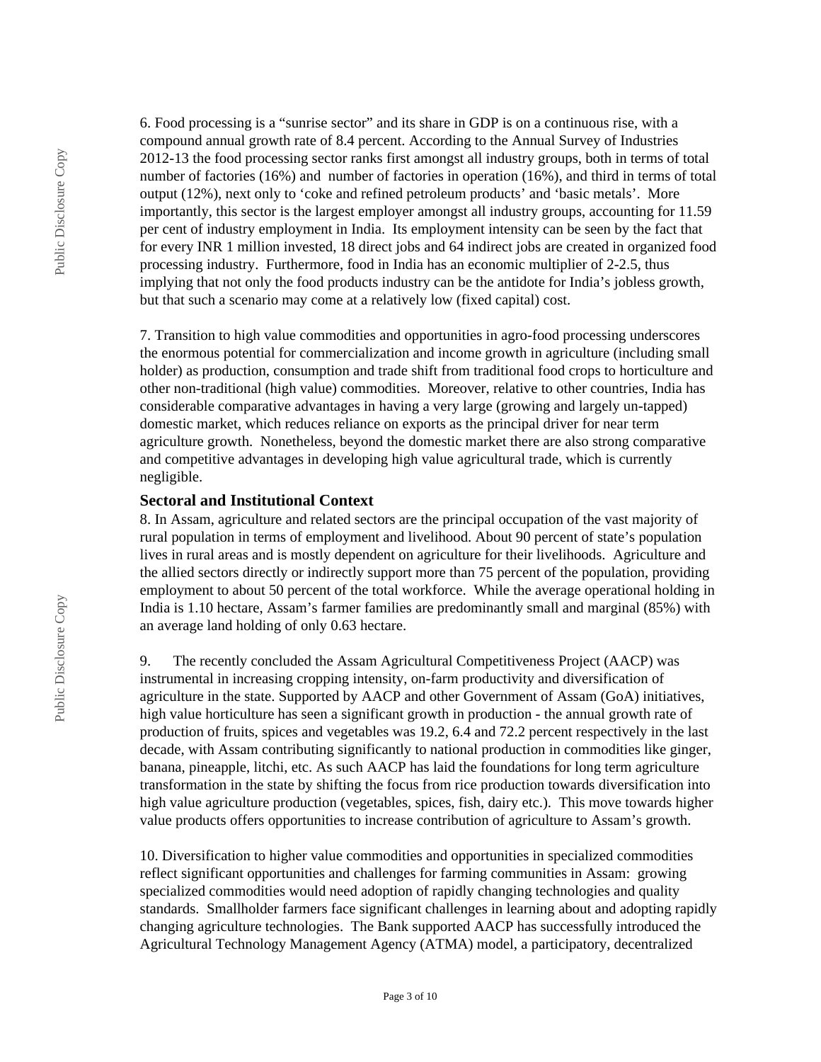6. Food processing is a "sunrise sector" and its share in GDP is on a continuous rise, with a compound annual growth rate of 8.4 percent. According to the Annual Survey of Industries 2012-13 the food processing sector ranks first amongst all industry groups, both in terms of total number of factories (16%) and number of factories in operation (16%), and third in terms of total output (12%), next only to 'coke and refined petroleum products' and 'basic metals'. More importantly, this sector is the largest employer amongst all industry groups, accounting for 11.59 per cent of industry employment in India. Its employment intensity can be seen by the fact that for every INR 1 million invested, 18 direct jobs and 64 indirect jobs are created in organized food processing industry. Furthermore, food in India has an economic multiplier of 2-2.5, thus implying that not only the food products industry can be the antidote for India's jobless growth, but that such a scenario may come at a relatively low (fixed capital) cost.

7. Transition to high value commodities and opportunities in agro-food processing underscores the enormous potential for commercialization and income growth in agriculture (including small holder) as production, consumption and trade shift from traditional food crops to horticulture and other non-traditional (high value) commodities. Moreover, relative to other countries, India has considerable comparative advantages in having a very large (growing and largely un-tapped) domestic market, which reduces reliance on exports as the principal driver for near term agriculture growth. Nonetheless, beyond the domestic market there are also strong comparative and competitive advantages in developing high value agricultural trade, which is currently negligible.

### Sectoral and Institutional Context

8. In Assam, agriculture and related sectors are the principal occupation of the vast majority of rural population in terms of employment and livelihood. About 90 percent of state's population lives in rural areas and is mostly dependent on agriculture for their livelihoods. Agriculture and the allied sectors directly or indirectly support more than 75 percent of the population, providing employment to about 50 percent of the total workforce. While the average operational holding in India is 1.10 hectare, Assam's farmer families are predominantly small and marginal (85%) with an average land holding of only 0.63 hectare.

9. The recently concluded the Assam Agricultural Competitiveness Project (AACP) was instrumental in increasing cropping intensity, on-farm productivity and diversification of agriculture in the state. Supported by AACP and other Government of Assam (GoA) initiatives, high value horticulture has seen a significant growth in production - the annual growth rate of production of fruits, spices and vegetables was 19.2, 6.4 and 72.2 percent respectively in the last decade, with Assam contributing significantly to national production in commodities like ginger, banana, pineapple, litchi, etc. As such AACP has laid the foundations for long term agriculture transformation in the state by shifting the focus from rice production towards diversification into high value agriculture production (vegetables, spices, fish, dairy etc.). This move towards higher value products offers opportunities to increase contribution of agriculture to Assam's growth.

10. Diversification to higher value commodities and opportunities in specialized commodities reflect significant opportunities and challenges for farming communities in Assam: growing specialized commodities would need adoption of rapidly changing technologies and quality standards. Smallholder farmers face significant challenges in learning about and adopting rapidly changing agriculture technologies. The Bank supported AACP has successfully introduced the Agricultural Technology Management Agency (ATMA) model, a participatory, decentralized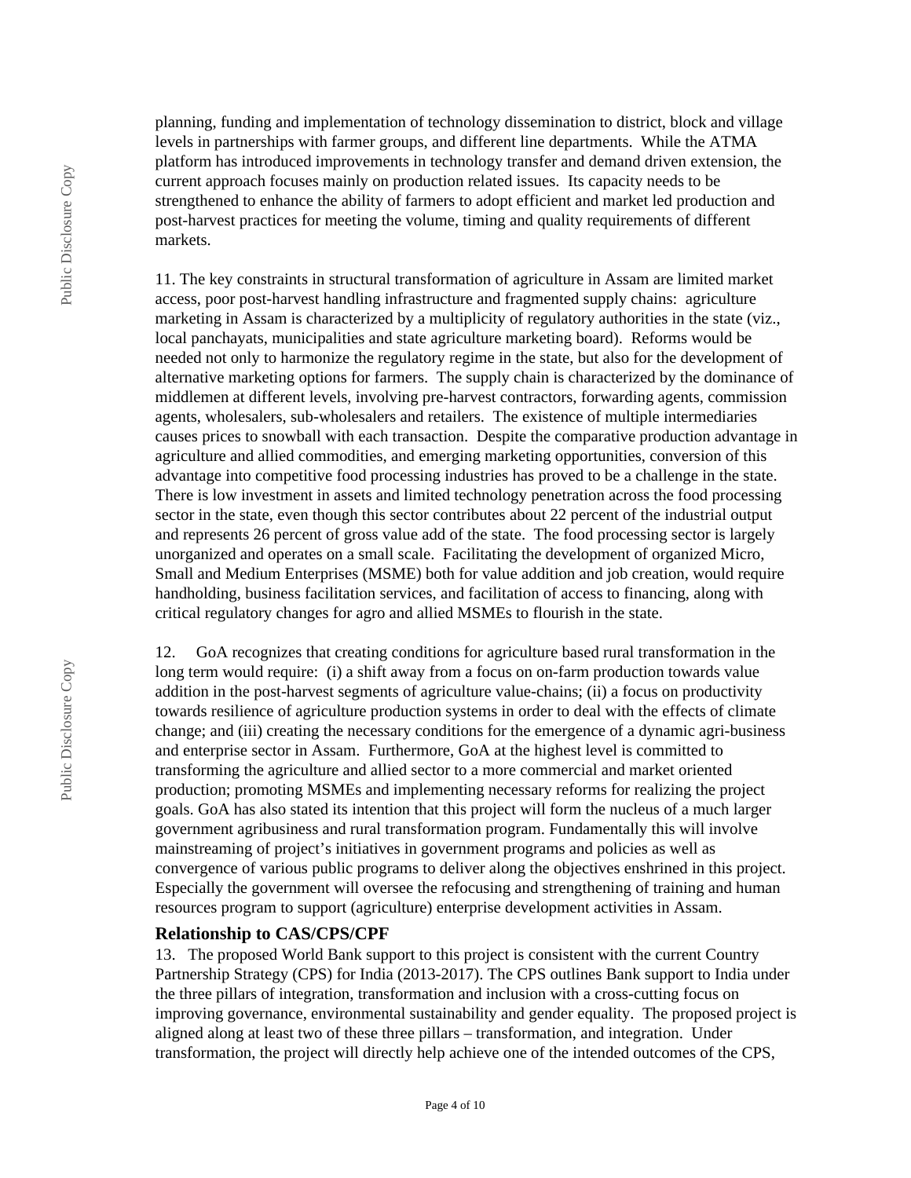planning, funding and implementation of technology dissemination to district, block and village levels in partnerships with farmer groups, and different line departments. While the ATMA platform has introduced improvements in technology transfer and demand driven extension, the current approach focuses mainly on production related issues. Its capacity needs to be strengthened to enhance the ability of farmers to adopt efficient and market led production and post-harvest practices for meeting the volume, timing and quality requirements of different markets.

11. The key constraints in structural transformation of agriculture in Assam are limited market access, poor post-harvest handling infrastructure and fragmented supply chains: agriculture marketing in Assam is characterized by a multiplicity of regulatory authorities in the state (viz., local panchayats, municipalities and state agriculture marketing board). Reforms would be needed not only to harmonize the regulatory regime in the state, but also for the development of alternative marketing options for farmers. The supply chain is characterized by the dominance of middlemen at different levels, involving pre-harvest contractors, forwarding agents, commission agents, wholesalers, sub-wholesalers and retailers. The existence of multiple intermediaries causes prices to snowball with each transaction. Despite the comparative production advantage in agriculture and allied commodities, and emerging marketing opportunities, conversion of this advantage into competitive food processing industries has proved to be a challenge in the state. There is low investment in assets and limited technology penetration across the food processing sector in the state, even though this sector contributes about 22 percent of the industrial output and represents 26 percent of gross value add of the state. The food processing sector is largely unorganized and operates on a small scale. Facilitating the development of organized Micro, Small and Medium Enterprises (MSME) both for value addition and job creation, would require handholding, business facilitation services, and facilitation of access to financing, along with critical regulatory changes for agro and allied MSMEs to flourish in the state.

12. GoA recognizes that creating conditions for agriculture based rural transformation in the long term would require: (i) a shift away from a focus on on-farm production towards value addition in the post-harvest segments of agriculture value-chains; (ii) a focus on productivity towards resilience of agriculture production systems in order to deal with the effects of climate change; and (iii) creating the necessary conditions for the emergence of a dynamic agri-business and enterprise sector in Assam. Furthermore, GoA at the highest level is committed to transforming the agriculture and allied sector to a more commercial and market oriented production; promoting MSMEs and implementing necessary reforms for realizing the project goals. GoA has also stated its intention that this project will form the nucleus of a much larger government agribusiness and rural transformation program. Fundamentally this will involve mainstreaming of project's initiatives in government programs and policies as well as convergence of various public programs to deliver along the objectives enshrined in this project. Especially the government will oversee the refocusing and strengthening of training and human resources program to support (agriculture) enterprise development activities in Assam.

### Relationship to CAS/CPS/CPF

13. The proposed World Bank support to this project is consistent with the current Country Partnership Strategy (CPS) for India (2013-2017). The CPS outlines Bank support to India under the three pillars of integration, transformation and inclusion with a cross-cutting focus on improving governance, environmental sustainability and gender equality. The proposed project is aligned along at least two of these three pillars – transformation, and integration. Under transformation, the project will directly help achieve one of the intended outcomes of the CPS,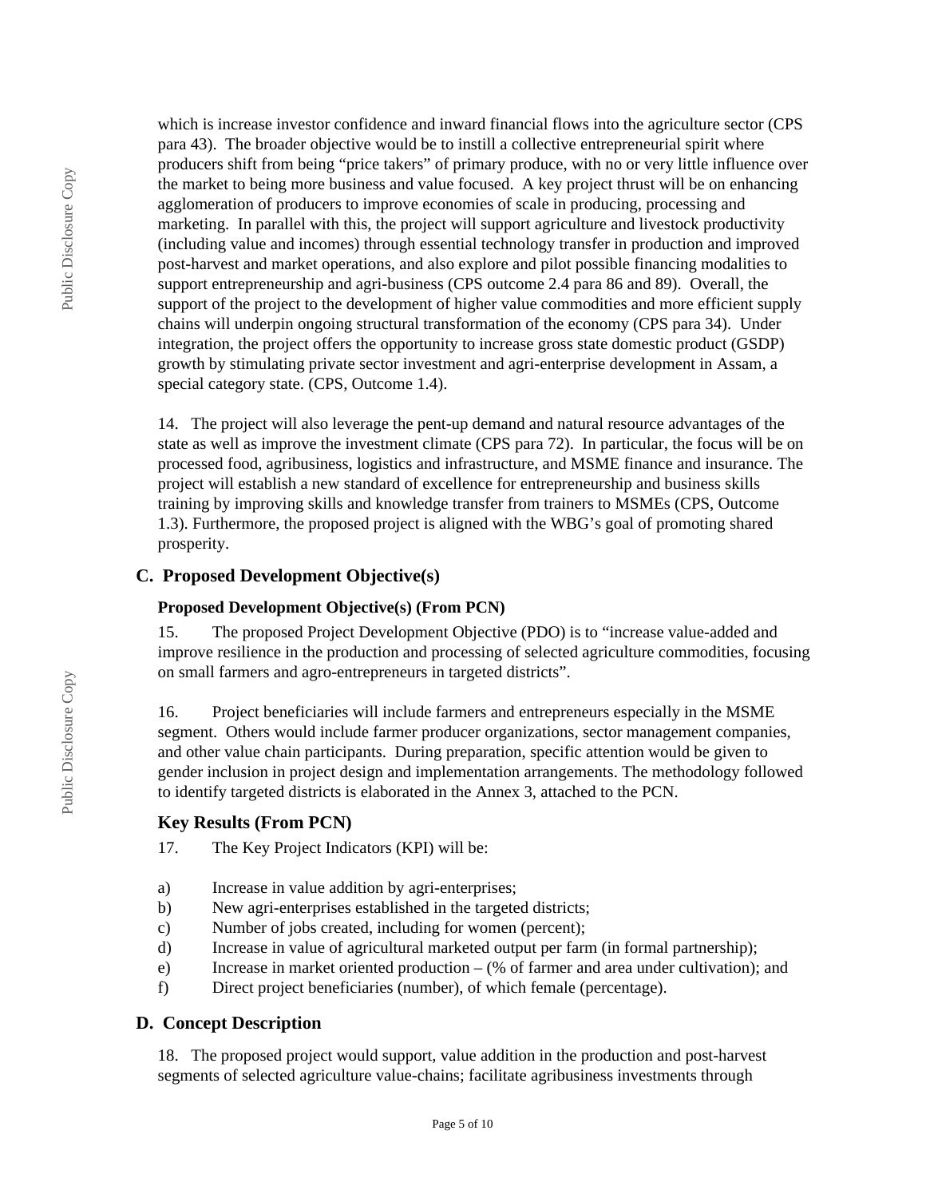which is increase investor confidence and inward financial flows into the agriculture sector (CPS para 43). The broader objective would be to instill a collective entrepreneurial spirit where producers shift from being "price takers" of primary produce, with no or very little influence over the market to being more business and value focused. A key project thrust will be on enhancing agglomeration of producers to improve economies of scale in producing, processing and marketing. In parallel with this, the project will support agriculture and livestock productivity (including value and incomes) through essential technology transfer in production and improved post-harvest and market operations, and also explore and pilot possible financing modalities to support entrepreneurship and agri-business (CPS outcome 2.4 para 86 and 89). Overall, the support of the project to the development of higher value commodities and more efficient supply chains will underpin ongoing structural transformation of the economy (CPS para 34). Under integration, the project offers the opportunity to increase gross state domestic product (GSDP) growth by stimulating private sector investment and agri-enterprise development in Assam, a special category state. (CPS, Outcome 1.4).

14. The project will also leverage the pent-up demand and natural resource advantages of the state as well as improve the investment climate (CPS para 72). In particular, the focus will be on processed food, agribusiness, logistics and infrastructure, and MSME finance and insurance. The project will establish a new standard of excellence for entrepreneurship and business skills training by improving skills and knowledge transfer from trainers to MSMEs (CPS, Outcome 1.3). Furthermore, the proposed project is aligned with the WBG's goal of promoting shared prosperity.

## C. Proposed Development Objective(s)

### Proposed Development Objective(s) (From PCN)

15. The proposed Project Development Objective (PDO) is to "increase value-added and improve resilience in the production and processing of selected agriculture commodities, focusing on small farmers and agro-entrepreneurs in targeted districts".

16. Project beneficiaries will include farmers and entrepreneurs especially in the MSME segment. Others would include farmer producer organizations, sector management companies, and other value chain participants. During preparation, specific attention would be given to gender inclusion in project design and implementation arrangements. The methodology followed to identify targeted districts is elaborated in the Annex 3, attached to the PCN.

### Key Results (From PCN)

17. The Key Project Indicators (KPI) will be:

a) Increase in value addition by agri-enterprises;
b) New agri-enterprises established in the targeted districts;
c) Number of jobs created, including for women (percent);
d) Increase in value of agricultural marketed output per farm (in formal partnership);
e) Increase in market oriented production – (% of farmer and area under cultivation); and
f) Direct project beneficiaries (number), of which female (percentage).

## D. Concept Description

18. The proposed project would support, value addition in the production and post-harvest segments of selected agriculture value-chains; facilitate agribusiness investments through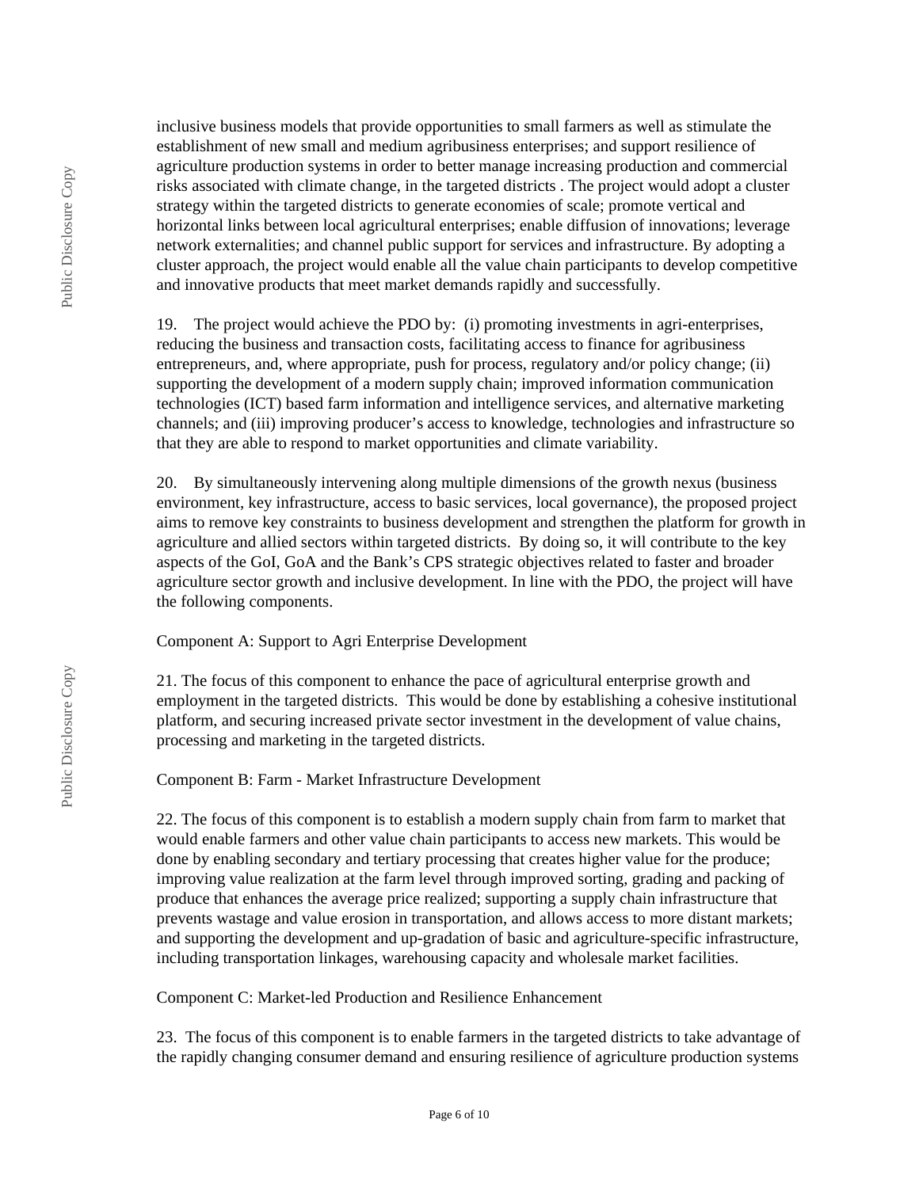inclusive business models that provide opportunities to small farmers as well as stimulate the establishment of new small and medium agribusiness enterprises; and support resilience of agriculture production systems in order to better manage increasing production and commercial risks associated with climate change, in the targeted districts . The project would adopt a cluster strategy within the targeted districts to generate economies of scale; promote vertical and horizontal links between local agricultural enterprises; enable diffusion of innovations; leverage network externalities; and channel public support for services and infrastructure. By adopting a cluster approach, the project would enable all the value chain participants to develop competitive and innovative products that meet market demands rapidly and successfully.

19. The project would achieve the PDO by: (i) promoting investments in agri-enterprises, reducing the business and transaction costs, facilitating access to finance for agribusiness entrepreneurs, and, where appropriate, push for process, regulatory and/or policy change; (ii) supporting the development of a modern supply chain; improved information communication technologies (ICT) based farm information and intelligence services, and alternative marketing channels; and (iii) improving producer's access to knowledge, technologies and infrastructure so that they are able to respond to market opportunities and climate variability.

20. By simultaneously intervening along multiple dimensions of the growth nexus (business environment, key infrastructure, access to basic services, local governance), the proposed project aims to remove key constraints to business development and strengthen the platform for growth in agriculture and allied sectors within targeted districts. By doing so, it will contribute to the key aspects of the GoI, GoA and the Bank's CPS strategic objectives related to faster and broader agriculture sector growth and inclusive development. In line with the PDO, the project will have the following components.

Component A: Support to Agri Enterprise Development

21. The focus of this component to enhance the pace of agricultural enterprise growth and employment in the targeted districts. This would be done by establishing a cohesive institutional platform, and securing increased private sector investment in the development of value chains, processing and marketing in the targeted districts.

Component B: Farm - Market Infrastructure Development

22. The focus of this component is to establish a modern supply chain from farm to market that would enable farmers and other value chain participants to access new markets. This would be done by enabling secondary and tertiary processing that creates higher value for the produce; improving value realization at the farm level through improved sorting, grading and packing of produce that enhances the average price realized; supporting a supply chain infrastructure that prevents wastage and value erosion in transportation, and allows access to more distant markets; and supporting the development and up-gradation of basic and agriculture-specific infrastructure, including transportation linkages, warehousing capacity and wholesale market facilities.

Component C: Market-led Production and Resilience Enhancement

23. The focus of this component is to enable farmers in the targeted districts to take advantage of the rapidly changing consumer demand and ensuring resilience of agriculture production systems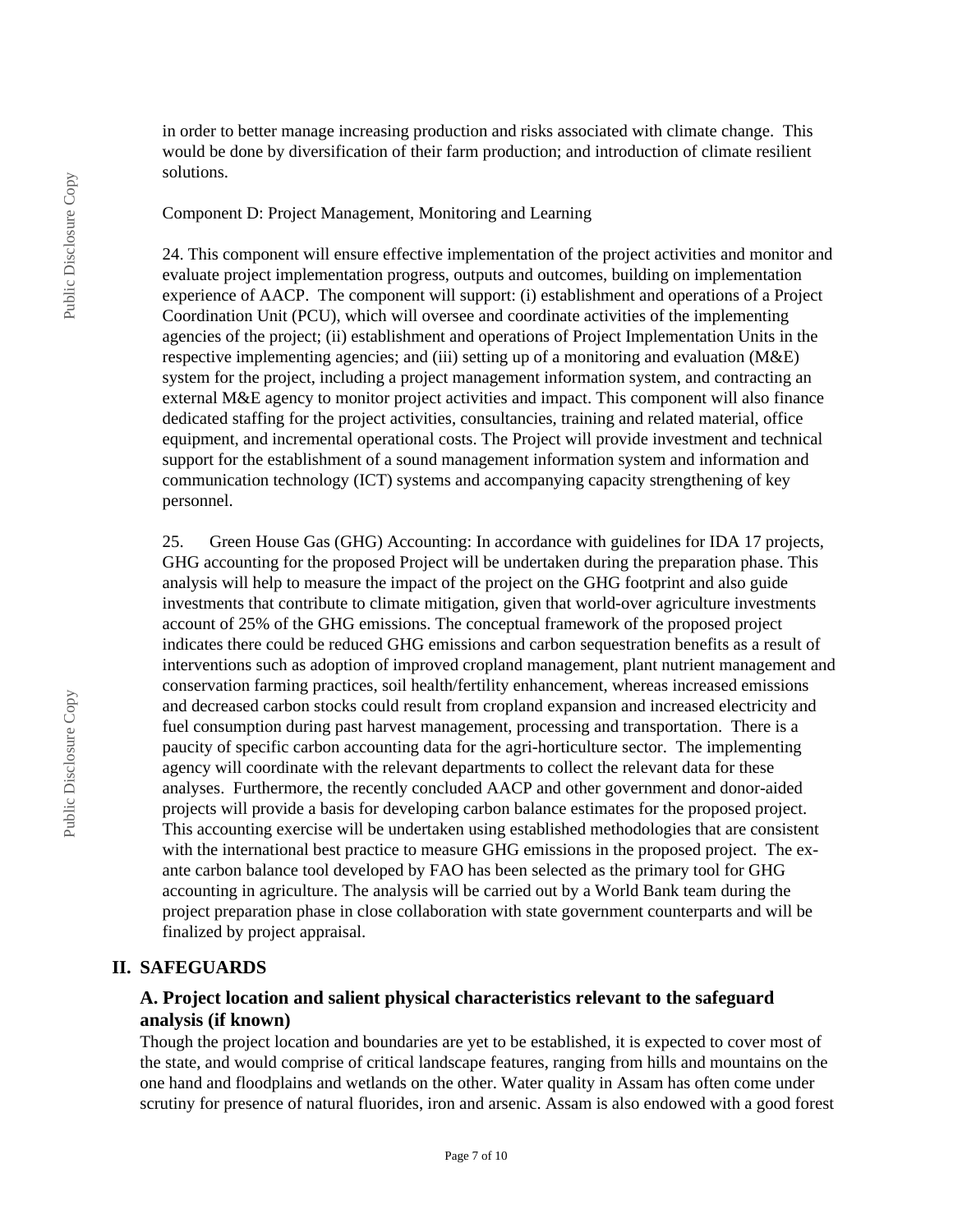in order to better manage increasing production and risks associated with climate change. This would be done by diversification of their farm production; and introduction of climate resilient solutions.

Component D: Project Management, Monitoring and Learning

24. This component will ensure effective implementation of the project activities and monitor and evaluate project implementation progress, outputs and outcomes, building on implementation experience of AACP. The component will support: (i) establishment and operations of a Project Coordination Unit (PCU), which will oversee and coordinate activities of the implementing agencies of the project; (ii) establishment and operations of Project Implementation Units in the respective implementing agencies; and (iii) setting up of a monitoring and evaluation (M&E) system for the project, including a project management information system, and contracting an external M&E agency to monitor project activities and impact. This component will also finance dedicated staffing for the project activities, consultancies, training and related material, office equipment, and incremental operational costs. The Project will provide investment and technical support for the establishment of a sound management information system and information and communication technology (ICT) systems and accompanying capacity strengthening of key personnel.

25. Green House Gas (GHG) Accounting: In accordance with guidelines for IDA 17 projects, GHG accounting for the proposed Project will be undertaken during the preparation phase. This analysis will help to measure the impact of the project on the GHG footprint and also guide investments that contribute to climate mitigation, given that world-over agriculture investments account of 25% of the GHG emissions. The conceptual framework of the proposed project indicates there could be reduced GHG emissions and carbon sequestration benefits as a result of interventions such as adoption of improved cropland management, plant nutrient management and conservation farming practices, soil health/fertility enhancement, whereas increased emissions and decreased carbon stocks could result from cropland expansion and increased electricity and fuel consumption during past harvest management, processing and transportation. There is a paucity of specific carbon accounting data for the agri-horticulture sector. The implementing agency will coordinate with the relevant departments to collect the relevant data for these analyses. Furthermore, the recently concluded AACP and other government and donor-aided projects will provide a basis for developing carbon balance estimates for the proposed project. This accounting exercise will be undertaken using established methodologies that are consistent with the international best practice to measure GHG emissions in the proposed project. The ex-ante carbon balance tool developed by FAO has been selected as the primary tool for GHG accounting in agriculture. The analysis will be carried out by a World Bank team during the project preparation phase in close collaboration with state government counterparts and will be finalized by project appraisal.

## II. SAFEGUARDS

### A. Project location and salient physical characteristics relevant to the safeguard analysis (if known)

Though the project location and boundaries are yet to be established, it is expected to cover most of the state, and would comprise of critical landscape features, ranging from hills and mountains on the one hand and floodplains and wetlands on the other. Water quality in Assam has often come under scrutiny for presence of natural fluorides, iron and arsenic. Assam is also endowed with a good forest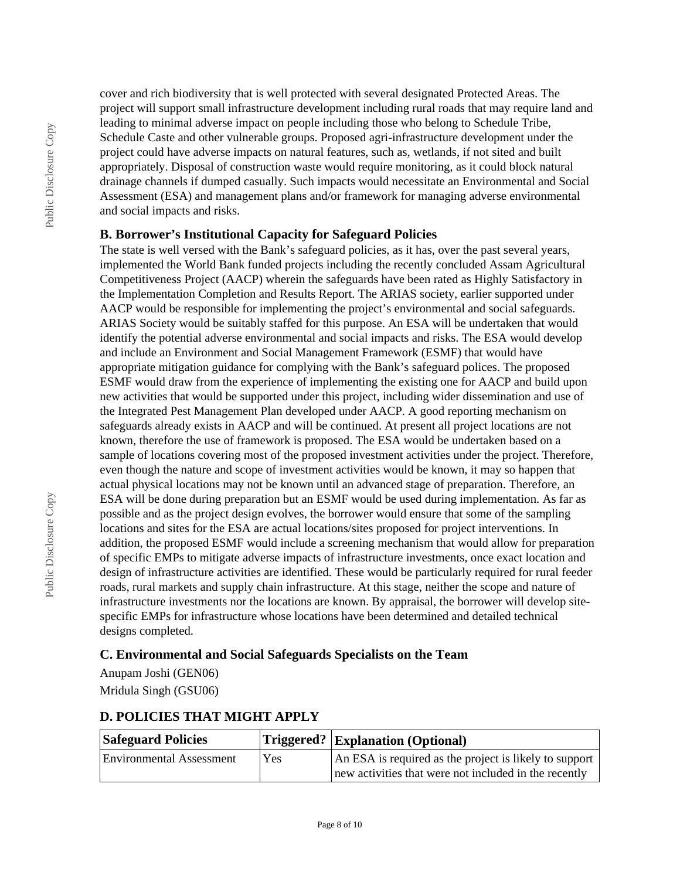cover and rich biodiversity that is well protected with several designated Protected Areas. The project will support small infrastructure development including rural roads that may require land and leading to minimal adverse impact on people including those who belong to Schedule Tribe, Schedule Caste and other vulnerable groups. Proposed agri-infrastructure development under the project could have adverse impacts on natural features, such as, wetlands, if not sited and built appropriately. Disposal of construction waste would require monitoring, as it could block natural drainage channels if dumped casually. Such impacts would necessitate an Environmental and Social Assessment (ESA) and management plans and/or framework for managing adverse environmental and social impacts and risks.

### B. Borrower's Institutional Capacity for Safeguard Policies

The state is well versed with the Bank's safeguard policies, as it has, over the past several years, implemented the World Bank funded projects including the recently concluded Assam Agricultural Competitiveness Project (AACP) wherein the safeguards have been rated as Highly Satisfactory in the Implementation Completion and Results Report. The ARIAS society, earlier supported under AACP would be responsible for implementing the project's environmental and social safeguards. ARIAS Society would be suitably staffed for this purpose. An ESA will be undertaken that would identify the potential adverse environmental and social impacts and risks. The ESA would develop and include an Environment and Social Management Framework (ESMF) that would have appropriate mitigation guidance for complying with the Bank's safeguard polices. The proposed ESMF would draw from the experience of implementing the existing one for AACP and build upon new activities that would be supported under this project, including wider dissemination and use of the Integrated Pest Management Plan developed under AACP. A good reporting mechanism on safeguards already exists in AACP and will be continued. At present all project locations are not known, therefore the use of framework is proposed. The ESA would be undertaken based on a sample of locations covering most of the proposed investment activities under the project. Therefore, even though the nature and scope of investment activities would be known, it may so happen that actual physical locations may not be known until an advanced stage of preparation. Therefore, an ESA will be done during preparation but an ESMF would be used during implementation. As far as possible and as the project design evolves, the borrower would ensure that some of the sampling locations and sites for the ESA are actual locations/sites proposed for project interventions. In addition, the proposed ESMF would include a screening mechanism that would allow for preparation of specific EMPs to mitigate adverse impacts of infrastructure investments, once exact location and design of infrastructure activities are identified. These would be particularly required for rural feeder roads, rural markets and supply chain infrastructure. At this stage, neither the scope and nature of infrastructure investments nor the locations are known. By appraisal, the borrower will develop site-specific EMPs for infrastructure whose locations have been determined and detailed technical designs completed.

### C. Environmental and Social Safeguards Specialists on the Team

Anupam Joshi (GEN06)

Mridula Singh (GSU06)

### D. POLICIES THAT MIGHT APPLY

| Safeguard Policies | Triggered? | Explanation (Optional) |
|---|---|---|
| Environmental Assessment | Yes | An ESA is required as the project is likely to support new activities that were not included in the recently |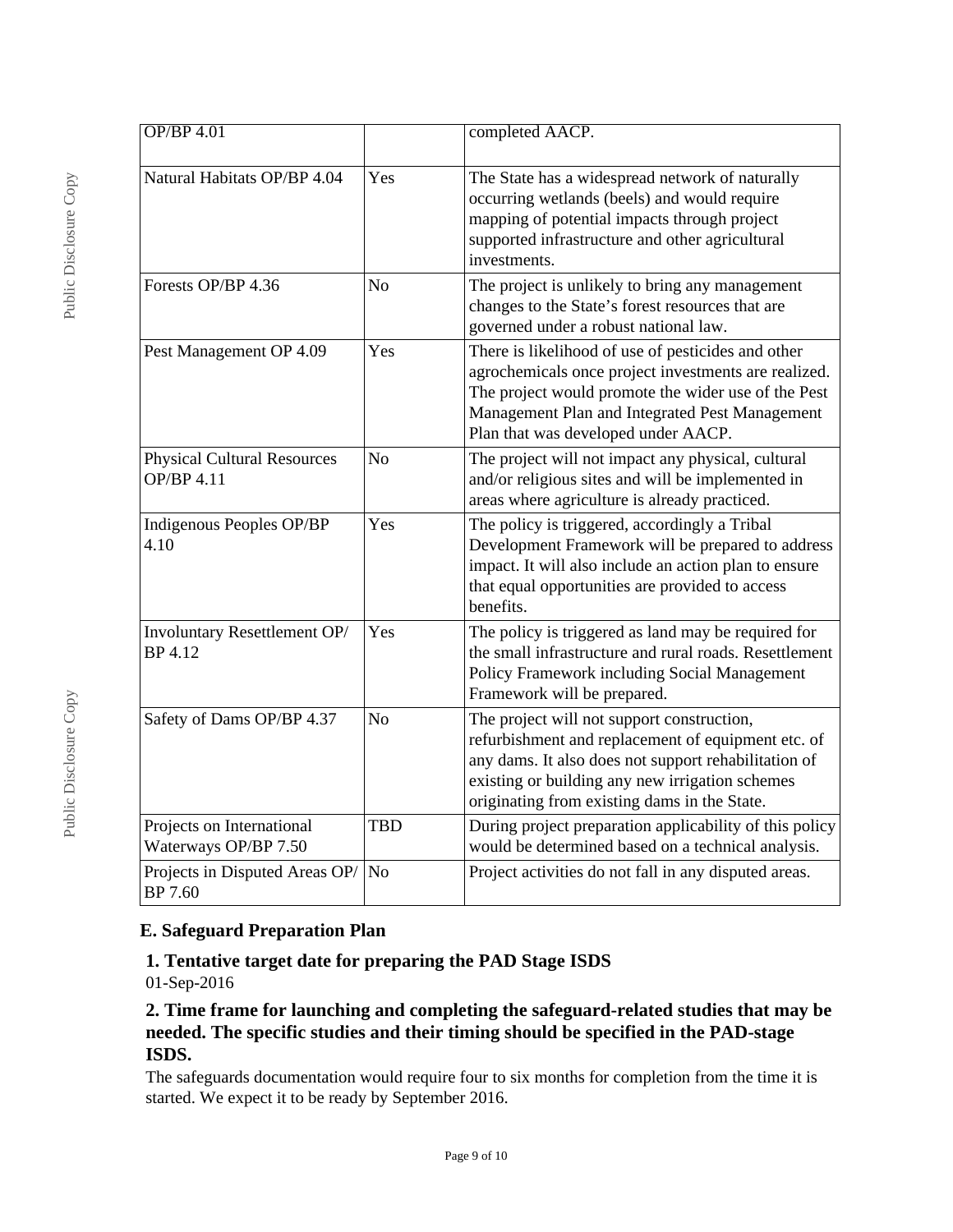| | | |
|---|---|---|
| OP/BP 4.01 | | completed AACP. |
| Natural Habitats OP/BP 4.04 | Yes | The State has a widespread network of naturally occurring wetlands (beels) and would require mapping of potential impacts through project supported infrastructure and other agricultural investments. |
| Forests OP/BP 4.36 | No | The project is unlikely to bring any management changes to the State's forest resources that are governed under a robust national law. |
| Pest Management OP 4.09 | Yes | There is likelihood of use of pesticides and other agrochemicals once project investments are realized. The project would promote the wider use of the Pest Management Plan and Integrated Pest Management Plan that was developed under AACP. |
| Physical Cultural Resources OP/BP 4.11 | No | The project will not impact any physical, cultural and/or religious sites and will be implemented in areas where agriculture is already practiced. |
| Indigenous Peoples OP/BP 4.10 | Yes | The policy is triggered, accordingly a Tribal Development Framework will be prepared to address impact. It will also include an action plan to ensure that equal opportunities are provided to access benefits. |
| Involuntary Resettlement OP/ BP 4.12 | Yes | The policy is triggered as land may be required for the small infrastructure and rural roads. Resettlement Policy Framework including Social Management Framework will be prepared. |
| Safety of Dams OP/BP 4.37 | No | The project will not support construction, refurbishment and replacement of equipment etc. of any dams. It also does not support rehabilitation of existing or building any new irrigation schemes originating from existing dams in the State. |
| Projects on International Waterways OP/BP 7.50 | TBD | During project preparation applicability of this policy would be determined based on a technical analysis. |
| Projects in Disputed Areas OP/ BP 7.60 | No | Project activities do not fall in any disputed areas. |

## E. Safeguard Preparation Plan

### 1. Tentative target date for preparing the PAD Stage ISDS

01-Sep-2016

### 2. Time frame for launching and completing the safeguard-related studies that may be needed. The specific studies and their timing should be specified in the PAD-stage ISDS.

The safeguards documentation would require four to six months for completion from the time it is started. We expect it to be ready by September 2016.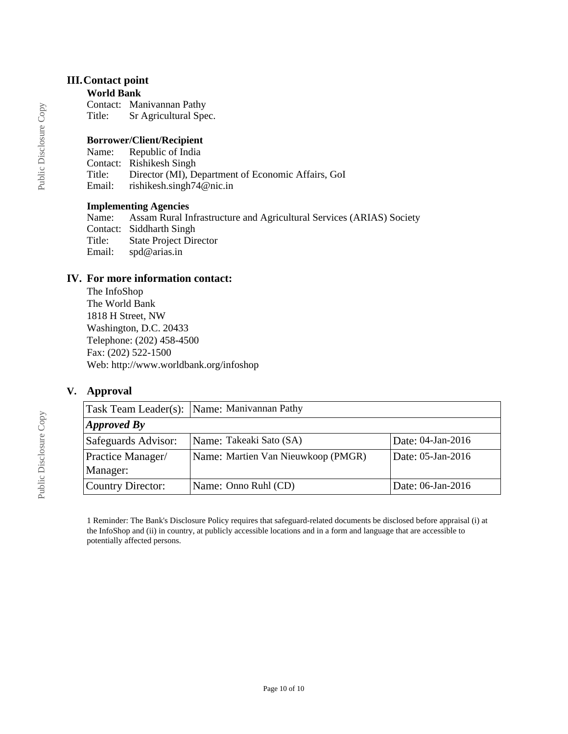## III. Contact point

**World Bank**

Contact: Manivannan Pathy
Title: Sr Agricultural Spec.

**Borrower/Client/Recipient**

Name: Republic of India
Contact: Rishikesh Singh
Title: Director (MI), Department of Economic Affairs, GoI
Email: rishikesh.singh74@nic.in

**Implementing Agencies**

Name: Assam Rural Infrastructure and Agricultural Services (ARIAS) Society
Contact: Siddharth Singh
Title: State Project Director
Email: spd@arias.in

## IV. For more information contact:

The InfoShop
The World Bank
1818 H Street, NW
Washington, D.C. 20433
Telephone: (202) 458-4500
Fax: (202) 522-1500
Web: http://www.worldbank.org/infoshop

## V. Approval

| | | |
|---|---|---|
| Task Team Leader(s): | Name: Manivannan Pathy | |
| ***Approved By*** | | |
| Safeguards Advisor: | Name: Takeaki Sato (SA) | Date: 04-Jan-2016 |
| Practice Manager/ Manager: | Name: Martien Van Nieuwkoop (PMGR) | Date: 05-Jan-2016 |
| Country Director: | Name: Onno Ruhl (CD) | Date: 06-Jan-2016 |

1 Reminder: The Bank's Disclosure Policy requires that safeguard-related documents be disclosed before appraisal (i) at the InfoShop and (ii) in country, at publicly accessible locations and in a form and language that are accessible to potentially affected persons.